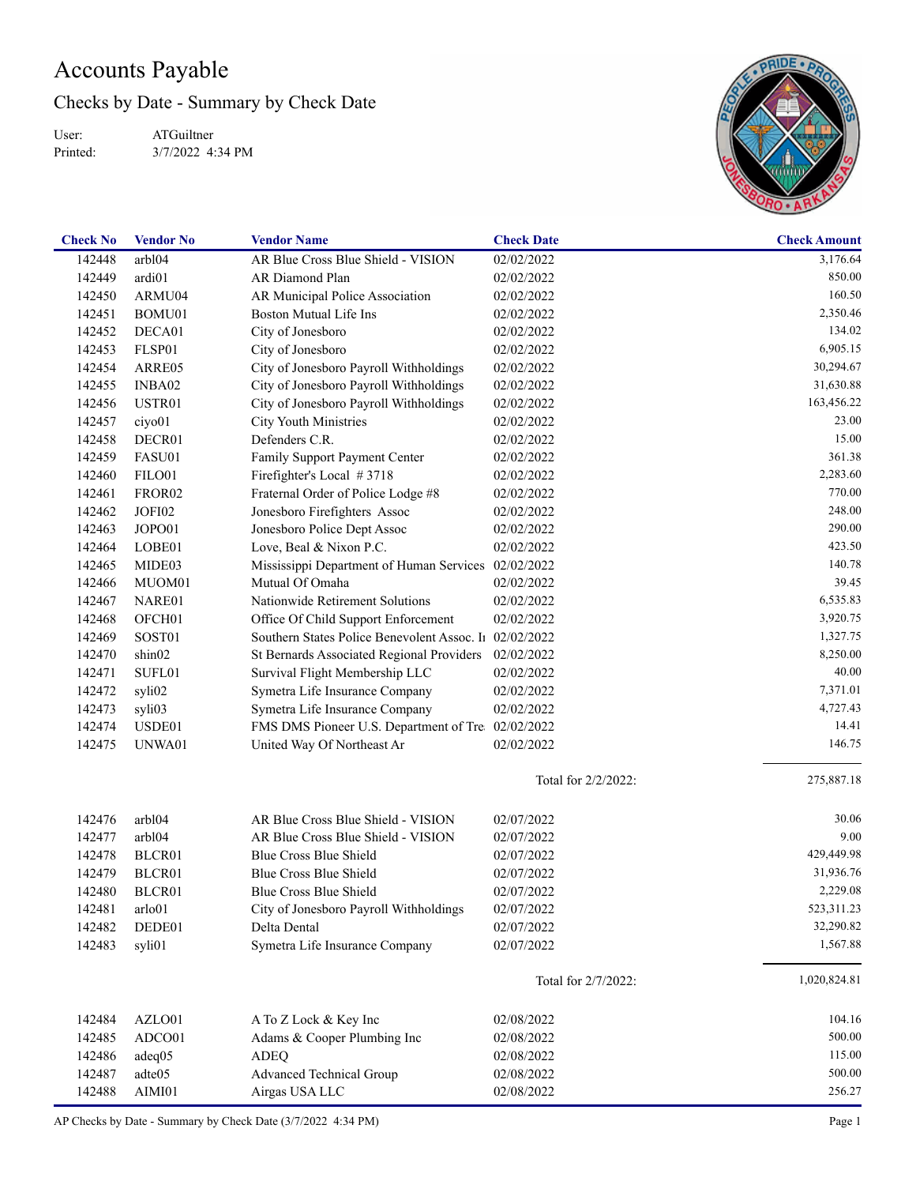# Accounts Payable

## Checks by Date - Summary by Check Date

User: ATGuiltner
Printed: 3/7/2022 4:34 PM

| Check No | Vendor No | Vendor Name | Check Date | Check Amount |
|---|---|---|---|---|
| 142448 | arbl04 | AR Blue Cross Blue Shield - VISION | 02/02/2022 | 3,176.64 |
| 142449 | ardi01 | AR Diamond Plan | 02/02/2022 | 850.00 |
| 142450 | ARMU04 | AR Municipal Police Association | 02/02/2022 | 160.50 |
| 142451 | BOMU01 | Boston Mutual Life Ins | 02/02/2022 | 2,350.46 |
| 142452 | DECA01 | City of Jonesboro | 02/02/2022 | 134.02 |
| 142453 | FLSP01 | City of Jonesboro | 02/02/2022 | 6,905.15 |
| 142454 | ARRE05 | City of Jonesboro Payroll Withholdings | 02/02/2022 | 30,294.67 |
| 142455 | INBA02 | City of Jonesboro Payroll Withholdings | 02/02/2022 | 31,630.88 |
| 142456 | USTR01 | City of Jonesboro Payroll Withholdings | 02/02/2022 | 163,456.22 |
| 142457 | ciyo01 | City Youth Ministries | 02/02/2022 | 23.00 |
| 142458 | DECR01 | Defenders C.R. | 02/02/2022 | 15.00 |
| 142459 | FASU01 | Family Support Payment Center | 02/02/2022 | 361.38 |
| 142460 | FILO01 | Firefighter's Local # 3718 | 02/02/2022 | 2,283.60 |
| 142461 | FROR02 | Fraternal Order of Police Lodge #8 | 02/02/2022 | 770.00 |
| 142462 | JOFI02 | Jonesboro Firefighters Assoc | 02/02/2022 | 248.00 |
| 142463 | JOPO01 | Jonesboro Police Dept Assoc | 02/02/2022 | 290.00 |
| 142464 | LOBE01 | Love, Beal & Nixon P.C. | 02/02/2022 | 423.50 |
| 142465 | MIDE03 | Mississippi Department of Human Services | 02/02/2022 | 140.78 |
| 142466 | MUOM01 | Mutual Of Omaha | 02/02/2022 | 39.45 |
| 142467 | NARE01 | Nationwide Retirement Solutions | 02/02/2022 | 6,535.83 |
| 142468 | OFCH01 | Office Of Child Support Enforcement | 02/02/2022 | 3,920.75 |
| 142469 | SOST01 | Southern States Police Benevolent Assoc. Ir | 02/02/2022 | 1,327.75 |
| 142470 | shin02 | St Bernards Associated Regional Providers | 02/02/2022 | 8,250.00 |
| 142471 | SUFL01 | Survival Flight Membership LLC | 02/02/2022 | 40.00 |
| 142472 | syli02 | Symetra Life Insurance Company | 02/02/2022 | 7,371.01 |
| 142473 | syli03 | Symetra Life Insurance Company | 02/02/2022 | 4,727.43 |
| 142474 | USDE01 | FMS DMS Pioneer U.S. Department of Tre | 02/02/2022 | 14.41 |
| 142475 | UNWA01 | United Way Of Northeast Ar | 02/02/2022 | 146.75 |
| | | | Total for 2/2/2022: | 275,887.18 |
| 142476 | arbl04 | AR Blue Cross Blue Shield - VISION | 02/07/2022 | 30.06 |
| 142477 | arbl04 | AR Blue Cross Blue Shield - VISION | 02/07/2022 | 9.00 |
| 142478 | BLCR01 | Blue Cross Blue Shield | 02/07/2022 | 429,449.98 |
| 142479 | BLCR01 | Blue Cross Blue Shield | 02/07/2022 | 31,936.76 |
| 142480 | BLCR01 | Blue Cross Blue Shield | 02/07/2022 | 2,229.08 |
| 142481 | arlo01 | City of Jonesboro Payroll Withholdings | 02/07/2022 | 523,311.23 |
| 142482 | DEDE01 | Delta Dental | 02/07/2022 | 32,290.82 |
| 142483 | syli01 | Symetra Life Insurance Company | 02/07/2022 | 1,567.88 |
| | | | Total for 2/7/2022: | 1,020,824.81 |
| 142484 | AZLO01 | A To Z Lock & Key Inc | 02/08/2022 | 104.16 |
| 142485 | ADCO01 | Adams & Cooper Plumbing Inc | 02/08/2022 | 500.00 |
| 142486 | adeq05 | ADEQ | 02/08/2022 | 115.00 |
| 142487 | adte05 | Advanced Technical Group | 02/08/2022 | 500.00 |
| 142488 | AIMI01 | Airgas USA LLC | 02/08/2022 | 256.27 |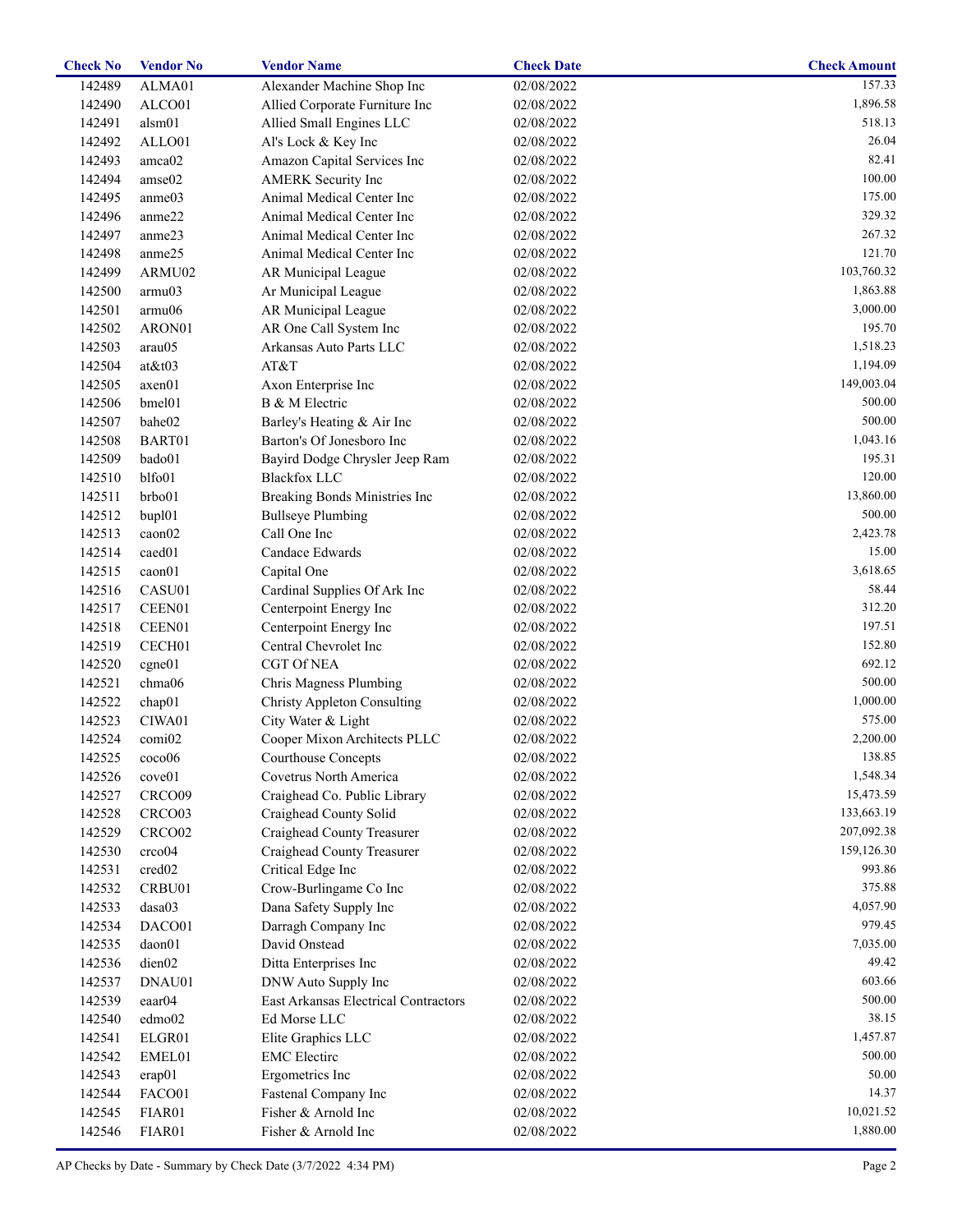| Check No | Vendor No | Vendor Name | Check Date | Check Amount |
|---|---|---|---|---|
| 142489 | ALMA01 | Alexander Machine Shop Inc | 02/08/2022 | 157.33 |
| 142490 | ALCO01 | Allied Corporate Furniture Inc | 02/08/2022 | 1,896.58 |
| 142491 | alsm01 | Allied Small Engines LLC | 02/08/2022 | 518.13 |
| 142492 | ALLO01 | Al's Lock & Key Inc | 02/08/2022 | 26.04 |
| 142493 | amca02 | Amazon Capital Services Inc | 02/08/2022 | 82.41 |
| 142494 | amse02 | AMERK Security Inc | 02/08/2022 | 100.00 |
| 142495 | anme03 | Animal Medical Center Inc | 02/08/2022 | 175.00 |
| 142496 | anme22 | Animal Medical Center Inc | 02/08/2022 | 329.32 |
| 142497 | anme23 | Animal Medical Center Inc | 02/08/2022 | 267.32 |
| 142498 | anme25 | Animal Medical Center Inc | 02/08/2022 | 121.70 |
| 142499 | ARMU02 | AR Municipal League | 02/08/2022 | 103,760.32 |
| 142500 | armu03 | Ar Municipal League | 02/08/2022 | 1,863.88 |
| 142501 | armu06 | AR Municipal League | 02/08/2022 | 3,000.00 |
| 142502 | ARON01 | AR One Call System Inc | 02/08/2022 | 195.70 |
| 142503 | arau05 | Arkansas Auto Parts LLC | 02/08/2022 | 1,518.23 |
| 142504 | at&t03 | AT&T | 02/08/2022 | 1,194.09 |
| 142505 | axen01 | Axon Enterprise Inc | 02/08/2022 | 149,003.04 |
| 142506 | bmel01 | B & M Electric | 02/08/2022 | 500.00 |
| 142507 | bahe02 | Barley's Heating & Air Inc | 02/08/2022 | 500.00 |
| 142508 | BART01 | Barton's Of Jonesboro Inc | 02/08/2022 | 1,043.16 |
| 142509 | bado01 | Bayird Dodge Chrysler Jeep Ram | 02/08/2022 | 195.31 |
| 142510 | blfo01 | Blackfox LLC | 02/08/2022 | 120.00 |
| 142511 | brbo01 | Breaking Bonds Ministries Inc | 02/08/2022 | 13,860.00 |
| 142512 | bupl01 | Bullseye Plumbing | 02/08/2022 | 500.00 |
| 142513 | caon02 | Call One Inc | 02/08/2022 | 2,423.78 |
| 142514 | caed01 | Candace Edwards | 02/08/2022 | 15.00 |
| 142515 | caon01 | Capital One | 02/08/2022 | 3,618.65 |
| 142516 | CASU01 | Cardinal Supplies Of Ark Inc | 02/08/2022 | 58.44 |
| 142517 | CEEN01 | Centerpoint Energy Inc | 02/08/2022 | 312.20 |
| 142518 | CEEN01 | Centerpoint Energy Inc | 02/08/2022 | 197.51 |
| 142519 | CECH01 | Central Chevrolet Inc | 02/08/2022 | 152.80 |
| 142520 | cgne01 | CGT Of NEA | 02/08/2022 | 692.12 |
| 142521 | chma06 | Chris Magness Plumbing | 02/08/2022 | 500.00 |
| 142522 | chap01 | Christy Appleton Consulting | 02/08/2022 | 1,000.00 |
| 142523 | CIWA01 | City Water & Light | 02/08/2022 | 575.00 |
| 142524 | comi02 | Cooper Mixon Architects PLLC | 02/08/2022 | 2,200.00 |
| 142525 | coco06 | Courthouse Concepts | 02/08/2022 | 138.85 |
| 142526 | cove01 | Covetrus North America | 02/08/2022 | 1,548.34 |
| 142527 | CRCO09 | Craighead Co. Public Library | 02/08/2022 | 15,473.59 |
| 142528 | CRCO03 | Craighead County Solid | 02/08/2022 | 133,663.19 |
| 142529 | CRCO02 | Craighead County Treasurer | 02/08/2022 | 207,092.38 |
| 142530 | crco04 | Craighead County Treasurer | 02/08/2022 | 159,126.30 |
| 142531 | cred02 | Critical Edge Inc | 02/08/2022 | 993.86 |
| 142532 | CRBU01 | Crow-Burlingame Co Inc | 02/08/2022 | 375.88 |
| 142533 | dasa03 | Dana Safety Supply Inc | 02/08/2022 | 4,057.90 |
| 142534 | DACO01 | Darragh Company Inc | 02/08/2022 | 979.45 |
| 142535 | daon01 | David Onstead | 02/08/2022 | 7,035.00 |
| 142536 | dien02 | Ditta Enterprises Inc | 02/08/2022 | 49.42 |
| 142537 | DNAU01 | DNW Auto Supply Inc | 02/08/2022 | 603.66 |
| 142539 | eaar04 | East Arkansas Electrical Contractors | 02/08/2022 | 500.00 |
| 142540 | edmo02 | Ed Morse LLC | 02/08/2022 | 38.15 |
| 142541 | ELGR01 | Elite Graphics LLC | 02/08/2022 | 1,457.87 |
| 142542 | EMEL01 | EMC Electirc | 02/08/2022 | 500.00 |
| 142543 | erap01 | Ergometrics Inc | 02/08/2022 | 50.00 |
| 142544 | FACO01 | Fastenal Company Inc | 02/08/2022 | 14.37 |
| 142545 | FIAR01 | Fisher & Arnold Inc | 02/08/2022 | 10,021.52 |
| 142546 | FIAR01 | Fisher & Arnold Inc | 02/08/2022 | 1,880.00 |

AP Checks by Date - Summary by Check Date (3/7/2022 4:34 PM)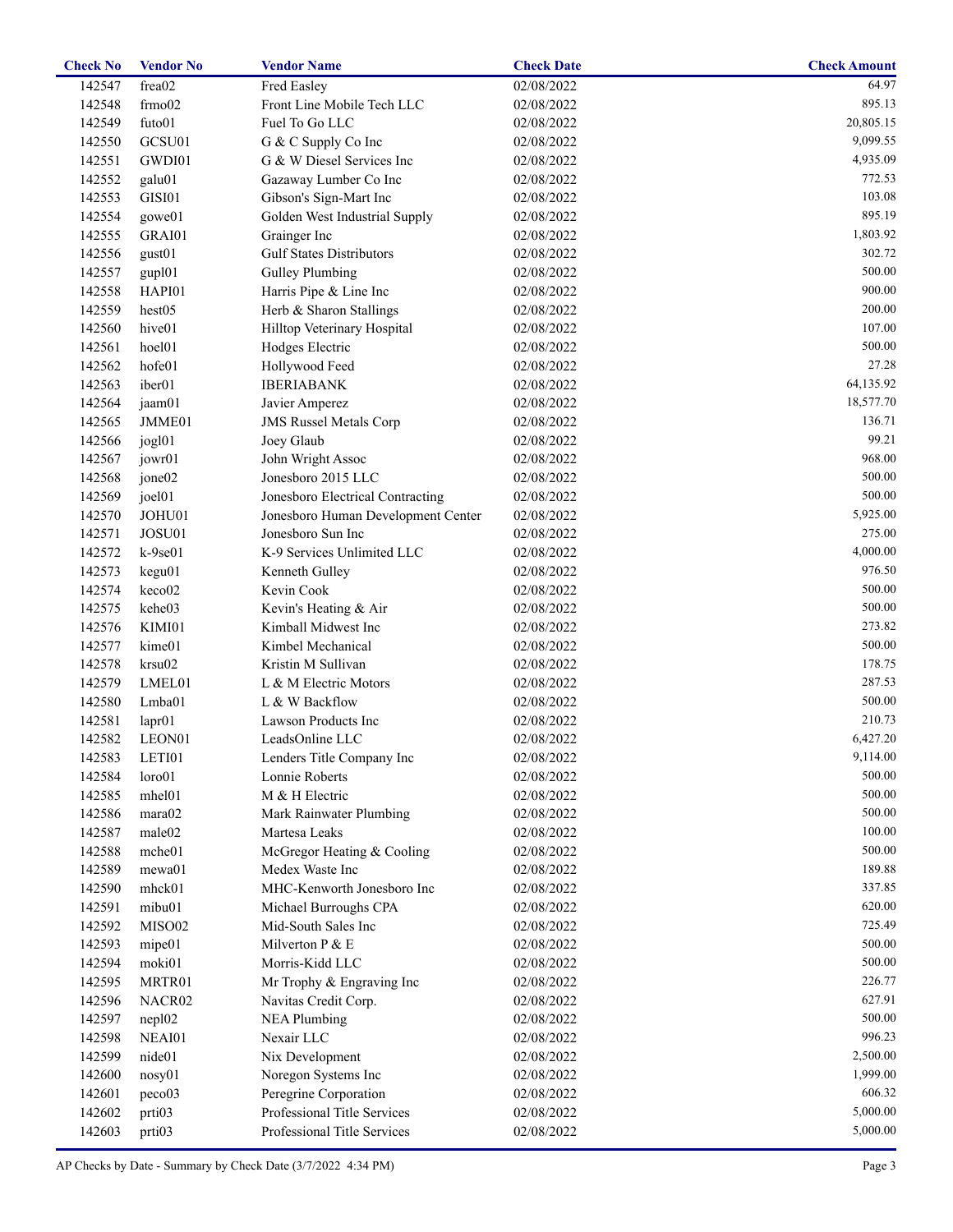| Check No | Vendor No | Vendor Name | Check Date | Check Amount |
|---|---|---|---|---|
| 142547 | frea02 | Fred Easley | 02/08/2022 | 64.97 |
| 142548 | frmo02 | Front Line Mobile Tech LLC | 02/08/2022 | 895.13 |
| 142549 | futo01 | Fuel To Go LLC | 02/08/2022 | 20,805.15 |
| 142550 | GCSU01 | G & C Supply Co Inc | 02/08/2022 | 9,099.55 |
| 142551 | GWDI01 | G & W Diesel Services Inc | 02/08/2022 | 4,935.09 |
| 142552 | galu01 | Gazaway Lumber Co Inc | 02/08/2022 | 772.53 |
| 142553 | GISI01 | Gibson's Sign-Mart Inc | 02/08/2022 | 103.08 |
| 142554 | gowe01 | Golden West Industrial Supply | 02/08/2022 | 895.19 |
| 142555 | GRAI01 | Grainger Inc | 02/08/2022 | 1,803.92 |
| 142556 | gust01 | Gulf States Distributors | 02/08/2022 | 302.72 |
| 142557 | gupl01 | Gulley Plumbing | 02/08/2022 | 500.00 |
| 142558 | HAPI01 | Harris Pipe & Line Inc | 02/08/2022 | 900.00 |
| 142559 | hest05 | Herb & Sharon Stallings | 02/08/2022 | 200.00 |
| 142560 | hive01 | Hilltop Veterinary Hospital | 02/08/2022 | 107.00 |
| 142561 | hoel01 | Hodges Electric | 02/08/2022 | 500.00 |
| 142562 | hofe01 | Hollywood Feed | 02/08/2022 | 27.28 |
| 142563 | iber01 | IBERIABANK | 02/08/2022 | 64,135.92 |
| 142564 | jaam01 | Javier Amperez | 02/08/2022 | 18,577.70 |
| 142565 | JMME01 | JMS Russel Metals Corp | 02/08/2022 | 136.71 |
| 142566 | jogl01 | Joey Glaub | 02/08/2022 | 99.21 |
| 142567 | jowr01 | John Wright Assoc | 02/08/2022 | 968.00 |
| 142568 | jone02 | Jonesboro 2015 LLC | 02/08/2022 | 500.00 |
| 142569 | joel01 | Jonesboro Electrical Contracting | 02/08/2022 | 500.00 |
| 142570 | JOHU01 | Jonesboro Human Development Center | 02/08/2022 | 5,925.00 |
| 142571 | JOSU01 | Jonesboro Sun Inc | 02/08/2022 | 275.00 |
| 142572 | k-9se01 | K-9 Services Unlimited LLC | 02/08/2022 | 4,000.00 |
| 142573 | kegu01 | Kenneth Gulley | 02/08/2022 | 976.50 |
| 142574 | keco02 | Kevin Cook | 02/08/2022 | 500.00 |
| 142575 | kehe03 | Kevin's Heating & Air | 02/08/2022 | 500.00 |
| 142576 | KIMI01 | Kimball Midwest Inc | 02/08/2022 | 273.82 |
| 142577 | kime01 | Kimbel Mechanical | 02/08/2022 | 500.00 |
| 142578 | krsu02 | Kristin M Sullivan | 02/08/2022 | 178.75 |
| 142579 | LMEL01 | L & M Electric Motors | 02/08/2022 | 287.53 |
| 142580 | Lmba01 | L & W Backflow | 02/08/2022 | 500.00 |
| 142581 | lapr01 | Lawson Products Inc | 02/08/2022 | 210.73 |
| 142582 | LEON01 | LeadsOnline LLC | 02/08/2022 | 6,427.20 |
| 142583 | LETI01 | Lenders Title Company Inc | 02/08/2022 | 9,114.00 |
| 142584 | loro01 | Lonnie Roberts | 02/08/2022 | 500.00 |
| 142585 | mhel01 | M & H Electric | 02/08/2022 | 500.00 |
| 142586 | mara02 | Mark Rainwater Plumbing | 02/08/2022 | 500.00 |
| 142587 | male02 | Martesa Leaks | 02/08/2022 | 100.00 |
| 142588 | mche01 | McGregor Heating & Cooling | 02/08/2022 | 500.00 |
| 142589 | mewa01 | Medex Waste Inc | 02/08/2022 | 189.88 |
| 142590 | mhck01 | MHC-Kenworth Jonesboro Inc | 02/08/2022 | 337.85 |
| 142591 | mibu01 | Michael Burroughs CPA | 02/08/2022 | 620.00 |
| 142592 | MISO02 | Mid-South Sales Inc | 02/08/2022 | 725.49 |
| 142593 | mipe01 | Milverton P & E | 02/08/2022 | 500.00 |
| 142594 | moki01 | Morris-Kidd LLC | 02/08/2022 | 500.00 |
| 142595 | MRTR01 | Mr Trophy & Engraving Inc | 02/08/2022 | 226.77 |
| 142596 | NACR02 | Navitas Credit Corp. | 02/08/2022 | 627.91 |
| 142597 | nepl02 | NEA Plumbing | 02/08/2022 | 500.00 |
| 142598 | NEAI01 | Nexair LLC | 02/08/2022 | 996.23 |
| 142599 | nide01 | Nix Development | 02/08/2022 | 2,500.00 |
| 142600 | nosy01 | Noregon Systems Inc | 02/08/2022 | 1,999.00 |
| 142601 | peco03 | Peregrine Corporation | 02/08/2022 | 606.32 |
| 142602 | prti03 | Professional Title Services | 02/08/2022 | 5,000.00 |
| 142603 | prti03 | Professional Title Services | 02/08/2022 | 5,000.00 |

AP Checks by Date - Summary by Check Date (3/7/2022 4:34 PM)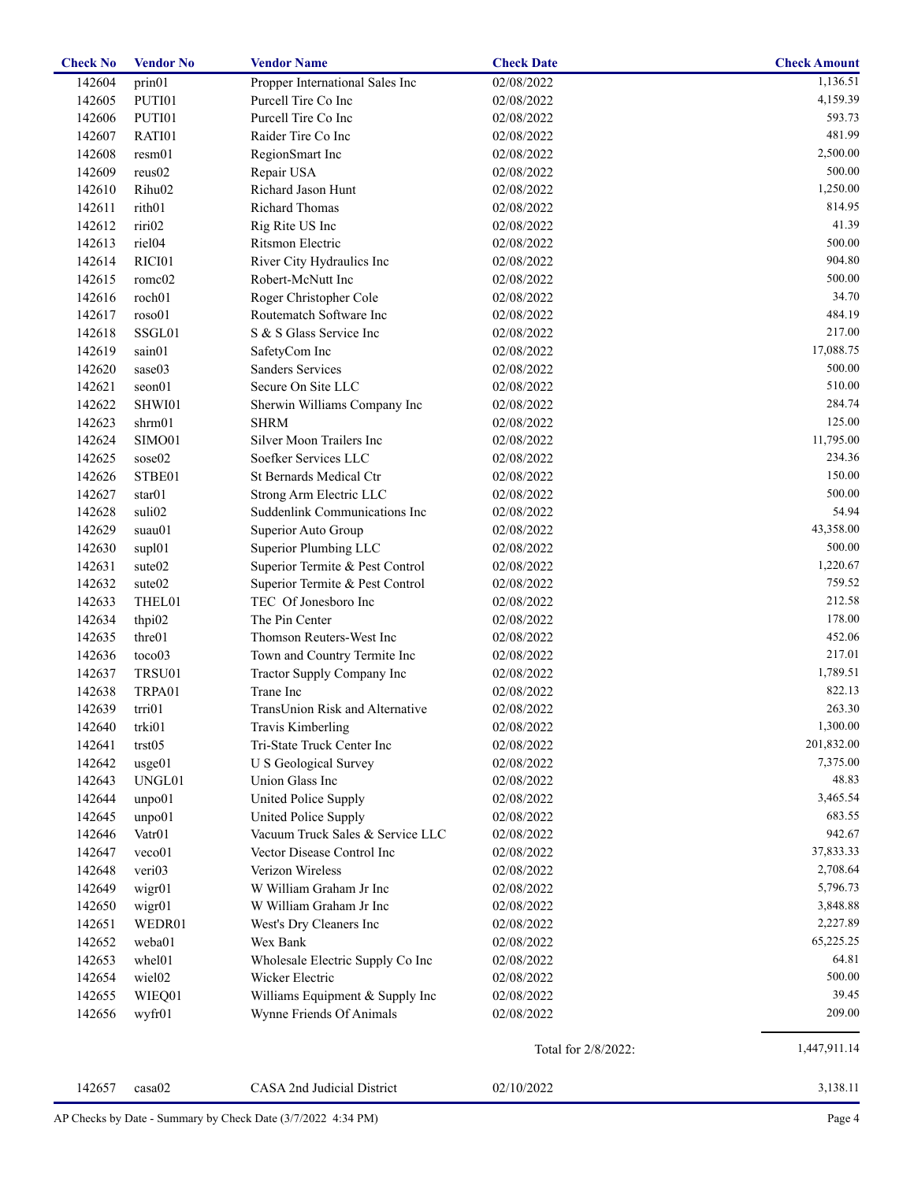| Check No | Vendor No | Vendor Name | Check Date | Check Amount |
|---|---|---|---|---|
| 142604 | prin01 | Propper International Sales Inc | 02/08/2022 | 1,136.51 |
| 142605 | PUTI01 | Purcell Tire Co Inc | 02/08/2022 | 4,159.39 |
| 142606 | PUTI01 | Purcell Tire Co Inc | 02/08/2022 | 593.73 |
| 142607 | RATI01 | Raider Tire Co Inc | 02/08/2022 | 481.99 |
| 142608 | resm01 | RegionSmart Inc | 02/08/2022 | 2,500.00 |
| 142609 | reus02 | Repair USA | 02/08/2022 | 500.00 |
| 142610 | Rihu02 | Richard Jason Hunt | 02/08/2022 | 1,250.00 |
| 142611 | rith01 | Richard Thomas | 02/08/2022 | 814.95 |
| 142612 | riri02 | Rig Rite US Inc | 02/08/2022 | 41.39 |
| 142613 | riel04 | Ritsmon Electric | 02/08/2022 | 500.00 |
| 142614 | RICI01 | River City Hydraulics Inc | 02/08/2022 | 904.80 |
| 142615 | romc02 | Robert-McNutt Inc | 02/08/2022 | 500.00 |
| 142616 | roch01 | Roger Christopher Cole | 02/08/2022 | 34.70 |
| 142617 | roso01 | Routematch Software Inc | 02/08/2022 | 484.19 |
| 142618 | SSGL01 | S & S Glass Service Inc | 02/08/2022 | 217.00 |
| 142619 | sain01 | SafetyCom Inc | 02/08/2022 | 17,088.75 |
| 142620 | sase03 | Sanders Services | 02/08/2022 | 500.00 |
| 142621 | seon01 | Secure On Site LLC | 02/08/2022 | 510.00 |
| 142622 | SHWI01 | Sherwin Williams Company Inc | 02/08/2022 | 284.74 |
| 142623 | shrm01 | SHRM | 02/08/2022 | 125.00 |
| 142624 | SIMO01 | Silver Moon Trailers Inc | 02/08/2022 | 11,795.00 |
| 142625 | sose02 | Soefker Services LLC | 02/08/2022 | 234.36 |
| 142626 | STBE01 | St Bernards Medical Ctr | 02/08/2022 | 150.00 |
| 142627 | star01 | Strong Arm Electric LLC | 02/08/2022 | 500.00 |
| 142628 | suli02 | Suddenlink Communications Inc | 02/08/2022 | 54.94 |
| 142629 | suau01 | Superior Auto Group | 02/08/2022 | 43,358.00 |
| 142630 | supl01 | Superior Plumbing LLC | 02/08/2022 | 500.00 |
| 142631 | sute02 | Superior Termite & Pest Control | 02/08/2022 | 1,220.67 |
| 142632 | sute02 | Superior Termite & Pest Control | 02/08/2022 | 759.52 |
| 142633 | THEL01 | TEC Of Jonesboro Inc | 02/08/2022 | 212.58 |
| 142634 | thpi02 | The Pin Center | 02/08/2022 | 178.00 |
| 142635 | thre01 | Thomson Reuters-West Inc | 02/08/2022 | 452.06 |
| 142636 | toco03 | Town and Country Termite Inc | 02/08/2022 | 217.01 |
| 142637 | TRSU01 | Tractor Supply Company Inc | 02/08/2022 | 1,789.51 |
| 142638 | TRPA01 | Trane Inc | 02/08/2022 | 822.13 |
| 142639 | trri01 | TransUnion Risk and Alternative | 02/08/2022 | 263.30 |
| 142640 | trki01 | Travis Kimberling | 02/08/2022 | 1,300.00 |
| 142641 | trst05 | Tri-State Truck Center Inc | 02/08/2022 | 201,832.00 |
| 142642 | usge01 | U S Geological Survey | 02/08/2022 | 7,375.00 |
| 142643 | UNGL01 | Union Glass Inc | 02/08/2022 | 48.83 |
| 142644 | unpo01 | United Police Supply | 02/08/2022 | 3,465.54 |
| 142645 | unpo01 | United Police Supply | 02/08/2022 | 683.55 |
| 142646 | Vatr01 | Vacuum Truck Sales & Service LLC | 02/08/2022 | 942.67 |
| 142647 | veco01 | Vector Disease Control Inc | 02/08/2022 | 37,833.33 |
| 142648 | veri03 | Verizon Wireless | 02/08/2022 | 2,708.64 |
| 142649 | wigr01 | W William Graham Jr Inc | 02/08/2022 | 5,796.73 |
| 142650 | wigr01 | W William Graham Jr Inc | 02/08/2022 | 3,848.88 |
| 142651 | WEDR01 | West's Dry Cleaners Inc | 02/08/2022 | 2,227.89 |
| 142652 | weba01 | Wex Bank | 02/08/2022 | 65,225.25 |
| 142653 | whel01 | Wholesale Electric Supply Co Inc | 02/08/2022 | 64.81 |
| 142654 | wiel02 | Wicker Electric | 02/08/2022 | 500.00 |
| 142655 | WIEQ01 | Williams Equipment & Supply Inc | 02/08/2022 | 39.45 |
| 142656 | wyfr01 | Wynne Friends Of Animals | 02/08/2022 | 209.00 |
| | | | Total for 2/8/2022: | 1,447,911.14 |
| 142657 | casa02 | CASA 2nd Judicial District | 02/10/2022 | 3,138.11 |

AP Checks by Date - Summary by Check Date (3/7/2022 4:34 PM)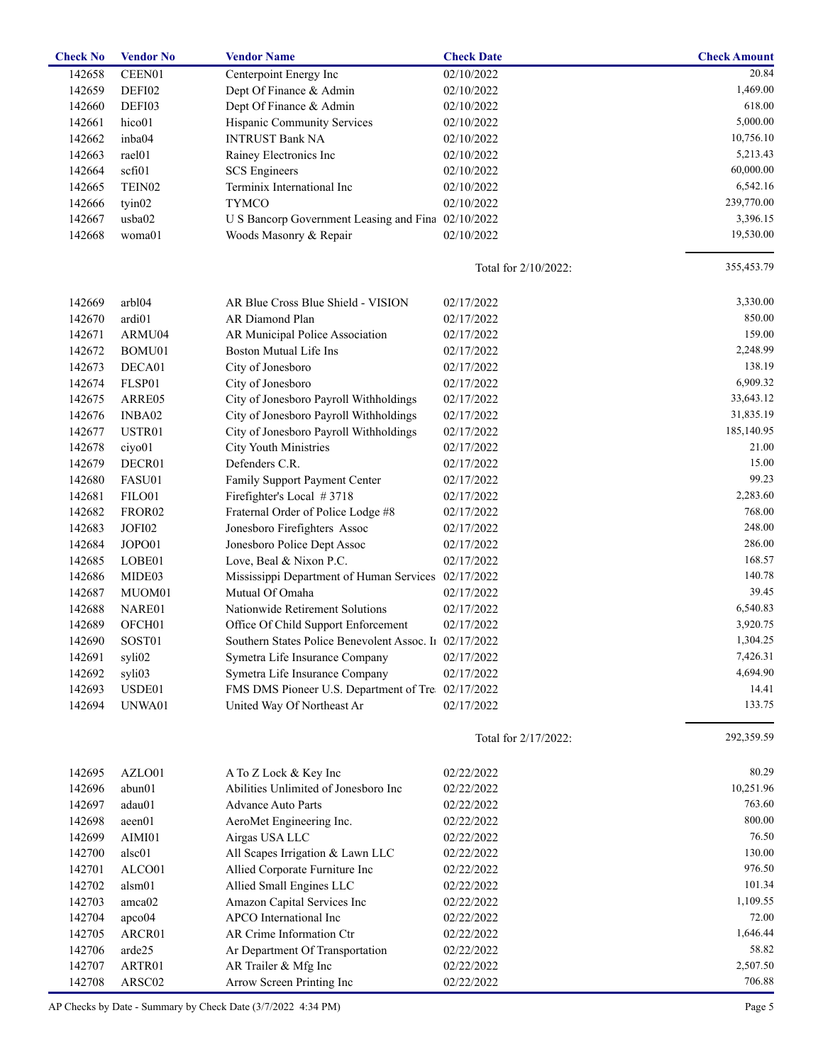| Check No | Vendor No | Vendor Name | Check Date | Check Amount |
|---|---|---|---|---|
| 142658 | CEEN01 | Centerpoint Energy Inc | 02/10/2022 | 20.84 |
| 142659 | DEFI02 | Dept Of Finance & Admin | 02/10/2022 | 1,469.00 |
| 142660 | DEFI03 | Dept Of Finance & Admin | 02/10/2022 | 618.00 |
| 142661 | hico01 | Hispanic Community Services | 02/10/2022 | 5,000.00 |
| 142662 | inba04 | INTRUST Bank NA | 02/10/2022 | 10,756.10 |
| 142663 | rael01 | Rainey Electronics Inc | 02/10/2022 | 5,213.43 |
| 142664 | scfi01 | SCS Engineers | 02/10/2022 | 60,000.00 |
| 142665 | TEIN02 | Terminix International Inc | 02/10/2022 | 6,542.16 |
| 142666 | tyin02 | TYMCO | 02/10/2022 | 239,770.00 |
| 142667 | usba02 | U S Bancorp Government Leasing and Fina | 02/10/2022 | 3,396.15 |
| 142668 | woma01 | Woods Masonry & Repair | 02/10/2022 | 19,530.00 |
| | | | Total for 2/10/2022: | 355,453.79 |
| 142669 | arbl04 | AR Blue Cross Blue Shield - VISION | 02/17/2022 | 3,330.00 |
| 142670 | ardi01 | AR Diamond Plan | 02/17/2022 | 850.00 |
| 142671 | ARMU04 | AR Municipal Police Association | 02/17/2022 | 159.00 |
| 142672 | BOMU01 | Boston Mutual Life Ins | 02/17/2022 | 2,248.99 |
| 142673 | DECA01 | City of Jonesboro | 02/17/2022 | 138.19 |
| 142674 | FLSP01 | City of Jonesboro | 02/17/2022 | 6,909.32 |
| 142675 | ARRE05 | City of Jonesboro Payroll Withholdings | 02/17/2022 | 33,643.12 |
| 142676 | INBA02 | City of Jonesboro Payroll Withholdings | 02/17/2022 | 31,835.19 |
| 142677 | USTR01 | City of Jonesboro Payroll Withholdings | 02/17/2022 | 185,140.95 |
| 142678 | ciyo01 | City Youth Ministries | 02/17/2022 | 21.00 |
| 142679 | DECR01 | Defenders C.R. | 02/17/2022 | 15.00 |
| 142680 | FASU01 | Family Support Payment Center | 02/17/2022 | 99.23 |
| 142681 | FILO01 | Firefighter's Local # 3718 | 02/17/2022 | 2,283.60 |
| 142682 | FROR02 | Fraternal Order of Police Lodge #8 | 02/17/2022 | 768.00 |
| 142683 | JOFI02 | Jonesboro Firefighters Assoc | 02/17/2022 | 248.00 |
| 142684 | JOPO01 | Jonesboro Police Dept Assoc | 02/17/2022 | 286.00 |
| 142685 | LOBE01 | Love, Beal & Nixon P.C. | 02/17/2022 | 168.57 |
| 142686 | MIDE03 | Mississippi Department of Human Services | 02/17/2022 | 140.78 |
| 142687 | MUOM01 | Mutual Of Omaha | 02/17/2022 | 39.45 |
| 142688 | NARE01 | Nationwide Retirement Solutions | 02/17/2022 | 6,540.83 |
| 142689 | OFCH01 | Office Of Child Support Enforcement | 02/17/2022 | 3,920.75 |
| 142690 | SOST01 | Southern States Police Benevolent Assoc. I | 02/17/2022 | 1,304.25 |
| 142691 | syli02 | Symetra Life Insurance Company | 02/17/2022 | 7,426.31 |
| 142692 | syli03 | Symetra Life Insurance Company | 02/17/2022 | 4,694.90 |
| 142693 | USDE01 | FMS DMS Pioneer U.S. Department of Tre | 02/17/2022 | 14.41 |
| 142694 | UNWA01 | United Way Of Northeast Ar | 02/17/2022 | 133.75 |
| | | | Total for 2/17/2022: | 292,359.59 |
| 142695 | AZLO01 | A To Z Lock & Key Inc | 02/22/2022 | 80.29 |
| 142696 | abun01 | Abilities Unlimited of Jonesboro Inc | 02/22/2022 | 10,251.96 |
| 142697 | adau01 | Advance Auto Parts | 02/22/2022 | 763.60 |
| 142698 | aeen01 | AeroMet Engineering Inc. | 02/22/2022 | 800.00 |
| 142699 | AIMI01 | Airgas USA LLC | 02/22/2022 | 76.50 |
| 142700 | alsc01 | All Scapes Irrigation & Lawn LLC | 02/22/2022 | 130.00 |
| 142701 | ALCO01 | Allied Corporate Furniture Inc | 02/22/2022 | 976.50 |
| 142702 | alsm01 | Allied Small Engines LLC | 02/22/2022 | 101.34 |
| 142703 | amca02 | Amazon Capital Services Inc | 02/22/2022 | 1,109.55 |
| 142704 | apco04 | APCO International Inc | 02/22/2022 | 72.00 |
| 142705 | ARCR01 | AR Crime Information Ctr | 02/22/2022 | 1,646.44 |
| 142706 | arde25 | Ar Department Of Transportation | 02/22/2022 | 58.82 |
| 142707 | ARTR01 | AR Trailer & Mfg Inc | 02/22/2022 | 2,507.50 |
| 142708 | ARSC02 | Arrow Screen Printing Inc | 02/22/2022 | 706.88 |

AP Checks by Date - Summary by Check Date (3/7/2022 4:34 PM)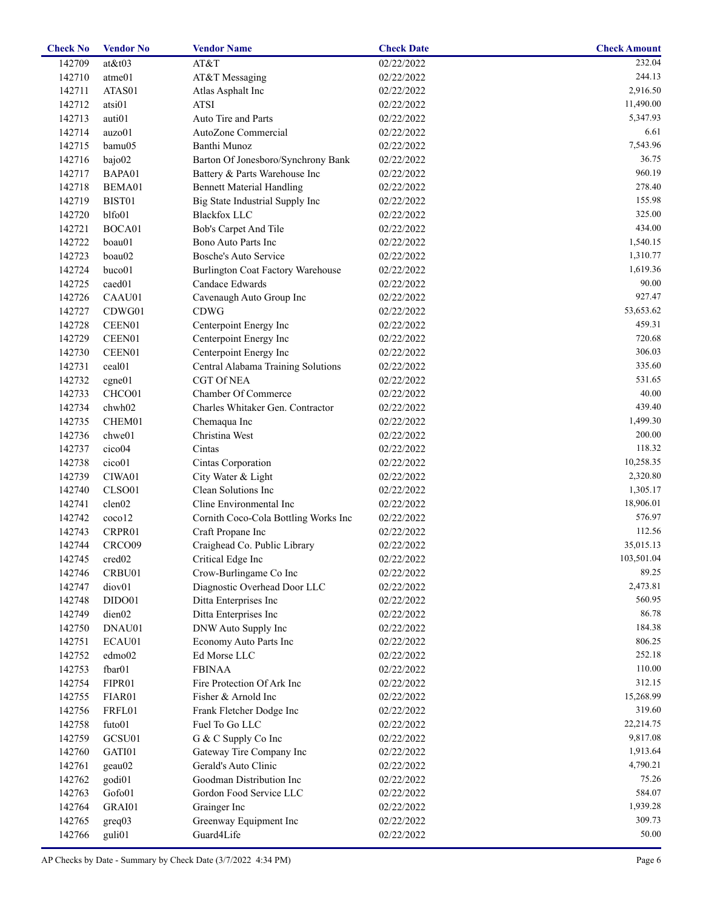| Check No | Vendor No | Vendor Name | Check Date | Check Amount |
|---|---|---|---|---|
| 142709 | at&t03 | AT&T | 02/22/2022 | 232.04 |
| 142710 | atme01 | AT&T Messaging | 02/22/2022 | 244.13 |
| 142711 | ATAS01 | Atlas Asphalt Inc | 02/22/2022 | 2,916.50 |
| 142712 | atsi01 | ATSI | 02/22/2022 | 11,490.00 |
| 142713 | auti01 | Auto Tire and Parts | 02/22/2022 | 5,347.93 |
| 142714 | auzo01 | AutoZone Commercial | 02/22/2022 | 6.61 |
| 142715 | bamu05 | Banthi Munoz | 02/22/2022 | 7,543.96 |
| 142716 | bajo02 | Barton Of Jonesboro/Synchrony Bank | 02/22/2022 | 36.75 |
| 142717 | BAPA01 | Battery & Parts Warehouse Inc | 02/22/2022 | 960.19 |
| 142718 | BEMA01 | Bennett Material Handling | 02/22/2022 | 278.40 |
| 142719 | BIST01 | Big State Industrial Supply Inc | 02/22/2022 | 155.98 |
| 142720 | blfo01 | Blackfox LLC | 02/22/2022 | 325.00 |
| 142721 | BOCA01 | Bob's Carpet And Tile | 02/22/2022 | 434.00 |
| 142722 | boau01 | Bono Auto Parts Inc | 02/22/2022 | 1,540.15 |
| 142723 | boau02 | Bosche's Auto Service | 02/22/2022 | 1,310.77 |
| 142724 | buco01 | Burlington Coat Factory Warehouse | 02/22/2022 | 1,619.36 |
| 142725 | caed01 | Candace Edwards | 02/22/2022 | 90.00 |
| 142726 | CAAU01 | Cavenaugh Auto Group Inc | 02/22/2022 | 927.47 |
| 142727 | CDWG01 | CDWG | 02/22/2022 | 53,653.62 |
| 142728 | CEEN01 | Centerpoint Energy Inc | 02/22/2022 | 459.31 |
| 142729 | CEEN01 | Centerpoint Energy Inc | 02/22/2022 | 720.68 |
| 142730 | CEEN01 | Centerpoint Energy Inc | 02/22/2022 | 306.03 |
| 142731 | ceal01 | Central Alabama Training Solutions | 02/22/2022 | 335.60 |
| 142732 | cgne01 | CGT Of NEA | 02/22/2022 | 531.65 |
| 142733 | CHCO01 | Chamber Of Commerce | 02/22/2022 | 40.00 |
| 142734 | chwh02 | Charles Whitaker Gen. Contractor | 02/22/2022 | 439.40 |
| 142735 | CHEM01 | Chemaqua Inc | 02/22/2022 | 1,499.30 |
| 142736 | chwe01 | Christina West | 02/22/2022 | 200.00 |
| 142737 | cico04 | Cintas | 02/22/2022 | 118.32 |
| 142738 | cico01 | Cintas Corporation | 02/22/2022 | 10,258.35 |
| 142739 | CIWA01 | City Water & Light | 02/22/2022 | 2,320.80 |
| 142740 | CLSO01 | Clean Solutions Inc | 02/22/2022 | 1,305.17 |
| 142741 | clen02 | Cline Environmental Inc | 02/22/2022 | 18,906.01 |
| 142742 | coco12 | Cornith Coco-Cola Bottling Works Inc | 02/22/2022 | 576.97 |
| 142743 | CRPR01 | Craft Propane Inc | 02/22/2022 | 112.56 |
| 142744 | CRCO09 | Craighead Co. Public Library | 02/22/2022 | 35,015.13 |
| 142745 | cred02 | Critical Edge Inc | 02/22/2022 | 103,501.04 |
| 142746 | CRBU01 | Crow-Burlingame Co Inc | 02/22/2022 | 89.25 |
| 142747 | diov01 | Diagnostic Overhead Door LLC | 02/22/2022 | 2,473.81 |
| 142748 | DIDO01 | Ditta Enterprises Inc | 02/22/2022 | 560.95 |
| 142749 | dien02 | Ditta Enterprises Inc | 02/22/2022 | 86.78 |
| 142750 | DNAU01 | DNW Auto Supply Inc | 02/22/2022 | 184.38 |
| 142751 | ECAU01 | Economy Auto Parts Inc | 02/22/2022 | 806.25 |
| 142752 | edmo02 | Ed Morse LLC | 02/22/2022 | 252.18 |
| 142753 | fbar01 | FBINAA | 02/22/2022 | 110.00 |
| 142754 | FIPR01 | Fire Protection Of Ark Inc | 02/22/2022 | 312.15 |
| 142755 | FIAR01 | Fisher & Arnold Inc | 02/22/2022 | 15,268.99 |
| 142756 | FRFL01 | Frank Fletcher Dodge Inc | 02/22/2022 | 319.60 |
| 142758 | futo01 | Fuel To Go LLC | 02/22/2022 | 22,214.75 |
| 142759 | GCSU01 | G & C Supply Co Inc | 02/22/2022 | 9,817.08 |
| 142760 | GATI01 | Gateway Tire Company Inc | 02/22/2022 | 1,913.64 |
| 142761 | geau02 | Gerald's Auto Clinic | 02/22/2022 | 4,790.21 |
| 142762 | godi01 | Goodman Distribution Inc | 02/22/2022 | 75.26 |
| 142763 | Gofo01 | Gordon Food Service LLC | 02/22/2022 | 584.07 |
| 142764 | GRAI01 | Grainger Inc | 02/22/2022 | 1,939.28 |
| 142765 | greq03 | Greenway Equipment Inc | 02/22/2022 | 309.73 |
| 142766 | guli01 | Guard4Life | 02/22/2022 | 50.00 |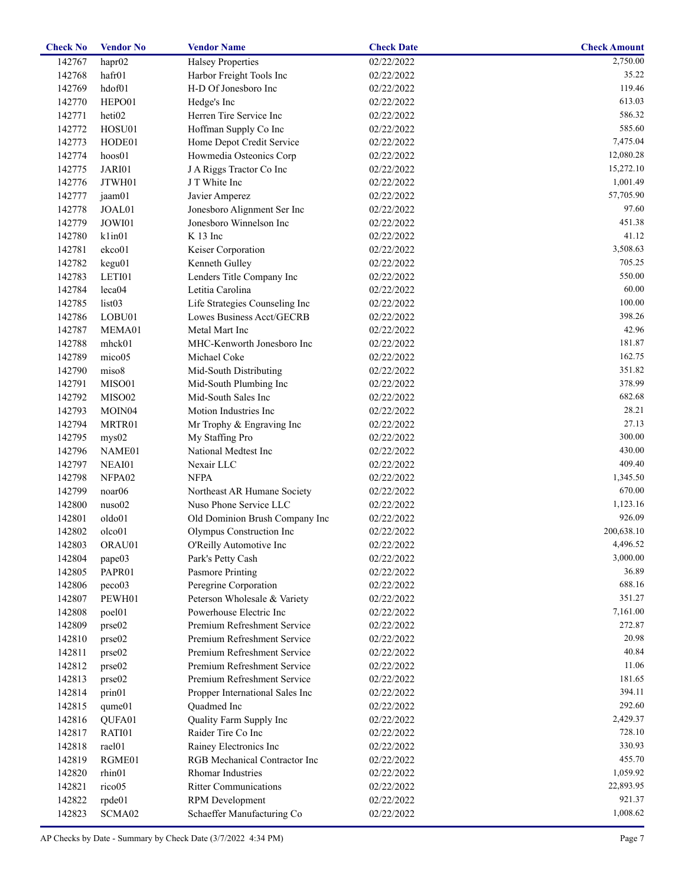| Check No | Vendor No | Vendor Name | Check Date | Check Amount |
|---|---|---|---|---|
| 142767 | hapr02 | Halsey Properties | 02/22/2022 | 2,750.00 |
| 142768 | hafr01 | Harbor Freight Tools Inc | 02/22/2022 | 35.22 |
| 142769 | hdof01 | H-D Of Jonesboro Inc | 02/22/2022 | 119.46 |
| 142770 | HEPO01 | Hedge's Inc | 02/22/2022 | 613.03 |
| 142771 | heti02 | Herren Tire Service Inc | 02/22/2022 | 586.32 |
| 142772 | HOSU01 | Hoffman Supply Co Inc | 02/22/2022 | 585.60 |
| 142773 | HODE01 | Home Depot Credit Service | 02/22/2022 | 7,475.04 |
| 142774 | hoos01 | Howmedia Osteonics Corp | 02/22/2022 | 12,080.28 |
| 142775 | JARI01 | J A Riggs Tractor Co Inc | 02/22/2022 | 15,272.10 |
| 142776 | JTWH01 | J T White Inc | 02/22/2022 | 1,001.49 |
| 142777 | jaam01 | Javier Amperez | 02/22/2022 | 57,705.90 |
| 142778 | JOAL01 | Jonesboro Alignment Ser Inc | 02/22/2022 | 97.60 |
| 142779 | JOWI01 | Jonesboro Winnelson Inc | 02/22/2022 | 451.38 |
| 142780 | k1in01 | K 13 Inc | 02/22/2022 | 41.12 |
| 142781 | ekco01 | Keiser Corporation | 02/22/2022 | 3,508.63 |
| 142782 | kegu01 | Kenneth Gulley | 02/22/2022 | 705.25 |
| 142783 | LETI01 | Lenders Title Company Inc | 02/22/2022 | 550.00 |
| 142784 | leca04 | Letitia Carolina | 02/22/2022 | 60.00 |
| 142785 | list03 | Life Strategies Counseling Inc | 02/22/2022 | 100.00 |
| 142786 | LOBU01 | Lowes Business Acct/GECRB | 02/22/2022 | 398.26 |
| 142787 | MEMA01 | Metal Mart Inc | 02/22/2022 | 42.96 |
| 142788 | mhck01 | MHC-Kenworth Jonesboro Inc | 02/22/2022 | 181.87 |
| 142789 | mico05 | Michael Coke | 02/22/2022 | 162.75 |
| 142790 | miso8 | Mid-South Distributing | 02/22/2022 | 351.82 |
| 142791 | MISO01 | Mid-South Plumbing Inc | 02/22/2022 | 378.99 |
| 142792 | MISO02 | Mid-South Sales Inc | 02/22/2022 | 682.68 |
| 142793 | MOIN04 | Motion Industries Inc | 02/22/2022 | 28.21 |
| 142794 | MRTR01 | Mr Trophy & Engraving Inc | 02/22/2022 | 27.13 |
| 142795 | mys02 | My Staffing Pro | 02/22/2022 | 300.00 |
| 142796 | NAME01 | National Medtest Inc | 02/22/2022 | 430.00 |
| 142797 | NEAI01 | Nexair LLC | 02/22/2022 | 409.40 |
| 142798 | NFPA02 | NFPA | 02/22/2022 | 1,345.50 |
| 142799 | noar06 | Northeast AR Humane Society | 02/22/2022 | 670.00 |
| 142800 | nuso02 | Nuso Phone Service LLC | 02/22/2022 | 1,123.16 |
| 142801 | oldo01 | Old Dominion Brush Company Inc | 02/22/2022 | 926.09 |
| 142802 | olco01 | Olympus Construction Inc | 02/22/2022 | 200,638.10 |
| 142803 | ORAU01 | O'Reilly Automotive Inc | 02/22/2022 | 4,496.52 |
| 142804 | pape03 | Park's Petty Cash | 02/22/2022 | 3,000.00 |
| 142805 | PAPR01 | Pasmore Printing | 02/22/2022 | 36.89 |
| 142806 | peco03 | Peregrine Corporation | 02/22/2022 | 688.16 |
| 142807 | PEWH01 | Peterson Wholesale & Variety | 02/22/2022 | 351.27 |
| 142808 | poel01 | Powerhouse Electric Inc | 02/22/2022 | 7,161.00 |
| 142809 | prse02 | Premium Refreshment Service | 02/22/2022 | 272.87 |
| 142810 | prse02 | Premium Refreshment Service | 02/22/2022 | 20.98 |
| 142811 | prse02 | Premium Refreshment Service | 02/22/2022 | 40.84 |
| 142812 | prse02 | Premium Refreshment Service | 02/22/2022 | 11.06 |
| 142813 | prse02 | Premium Refreshment Service | 02/22/2022 | 181.65 |
| 142814 | prin01 | Propper International Sales Inc | 02/22/2022 | 394.11 |
| 142815 | qume01 | Quadmed Inc | 02/22/2022 | 292.60 |
| 142816 | QUFA01 | Quality Farm Supply Inc | 02/22/2022 | 2,429.37 |
| 142817 | RATI01 | Raider Tire Co Inc | 02/22/2022 | 728.10 |
| 142818 | rael01 | Rainey Electronics Inc | 02/22/2022 | 330.93 |
| 142819 | RGME01 | RGB Mechanical Contractor Inc | 02/22/2022 | 455.70 |
| 142820 | rhin01 | Rhomar Industries | 02/22/2022 | 1,059.92 |
| 142821 | rico05 | Ritter Communications | 02/22/2022 | 22,893.95 |
| 142822 | rpde01 | RPM Development | 02/22/2022 | 921.37 |
| 142823 | SCMA02 | Schaeffer Manufacturing Co | 02/22/2022 | 1,008.62 |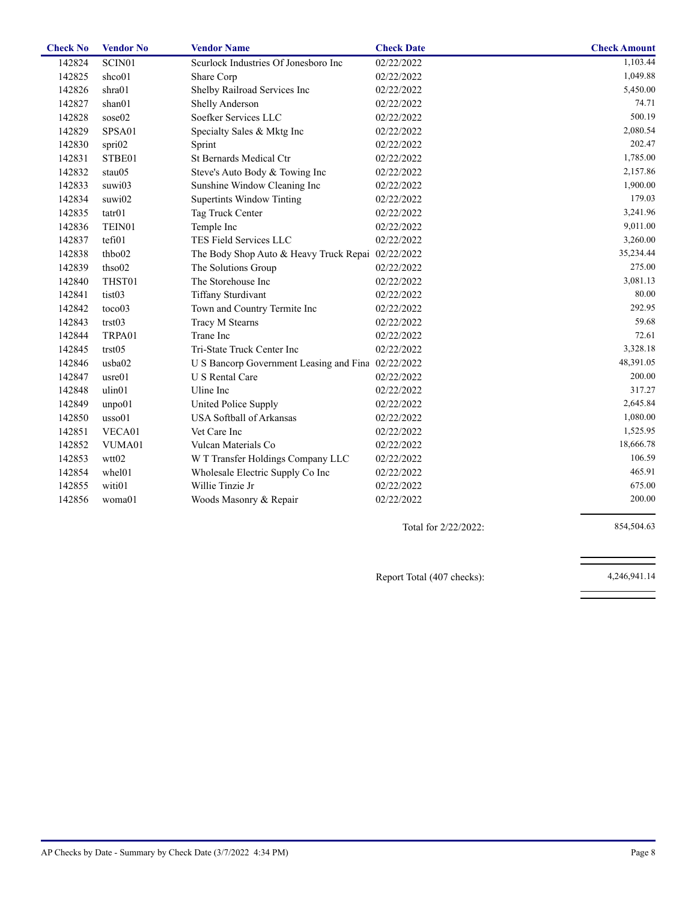| Check No | Vendor No | Vendor Name | Check Date | Check Amount |
|---|---|---|---|---|
| 142824 | SCIN01 | Scurlock Industries Of Jonesboro Inc | 02/22/2022 | 1,103.44 |
| 142825 | shco01 | Share Corp | 02/22/2022 | 1,049.88 |
| 142826 | shra01 | Shelby Railroad Services Inc | 02/22/2022 | 5,450.00 |
| 142827 | shan01 | Shelly Anderson | 02/22/2022 | 74.71 |
| 142828 | sose02 | Soefker Services LLC | 02/22/2022 | 500.19 |
| 142829 | SPSA01 | Specialty Sales & Mktg Inc | 02/22/2022 | 2,080.54 |
| 142830 | spri02 | Sprint | 02/22/2022 | 202.47 |
| 142831 | STBE01 | St Bernards Medical Ctr | 02/22/2022 | 1,785.00 |
| 142832 | stau05 | Steve's Auto Body & Towing Inc | 02/22/2022 | 2,157.86 |
| 142833 | suwi03 | Sunshine Window Cleaning Inc | 02/22/2022 | 1,900.00 |
| 142834 | suwi02 | Supertints Window Tinting | 02/22/2022 | 179.03 |
| 142835 | tatr01 | Tag Truck Center | 02/22/2022 | 3,241.96 |
| 142836 | TEIN01 | Temple Inc | 02/22/2022 | 9,011.00 |
| 142837 | tefi01 | TES Field Services LLC | 02/22/2022 | 3,260.00 |
| 142838 | thbo02 | The Body Shop Auto & Heavy Truck Repai | 02/22/2022 | 35,234.44 |
| 142839 | thso02 | The Solutions Group | 02/22/2022 | 275.00 |
| 142840 | THST01 | The Storehouse Inc | 02/22/2022 | 3,081.13 |
| 142841 | tist03 | Tiffany Sturdivant | 02/22/2022 | 80.00 |
| 142842 | toco03 | Town and Country Termite Inc | 02/22/2022 | 292.95 |
| 142843 | trst03 | Tracy M Stearns | 02/22/2022 | 59.68 |
| 142844 | TRPA01 | Trane Inc | 02/22/2022 | 72.61 |
| 142845 | trst05 | Tri-State Truck Center Inc | 02/22/2022 | 3,328.18 |
| 142846 | usba02 | U S Bancorp Government Leasing and Fina | 02/22/2022 | 48,391.05 |
| 142847 | usre01 | U S Rental Care | 02/22/2022 | 200.00 |
| 142848 | ulin01 | Uline Inc | 02/22/2022 | 317.27 |
| 142849 | unpo01 | United Police Supply | 02/22/2022 | 2,645.84 |
| 142850 | usso01 | USA Softball of Arkansas | 02/22/2022 | 1,080.00 |
| 142851 | VECA01 | Vet Care Inc | 02/22/2022 | 1,525.95 |
| 142852 | VUMA01 | Vulcan Materials Co | 02/22/2022 | 18,666.78 |
| 142853 | wtt02 | W T Transfer Holdings Company LLC | 02/22/2022 | 106.59 |
| 142854 | whel01 | Wholesale Electric Supply Co Inc | 02/22/2022 | 465.91 |
| 142855 | witi01 | Willie Tinzie Jr | 02/22/2022 | 675.00 |
| 142856 | woma01 | Woods Masonry & Repair | 02/22/2022 | 200.00 |
| | | | Total for 2/22/2022: | 854,504.63 |
| | | | Report Total (407 checks): | 4,246,941.14 |